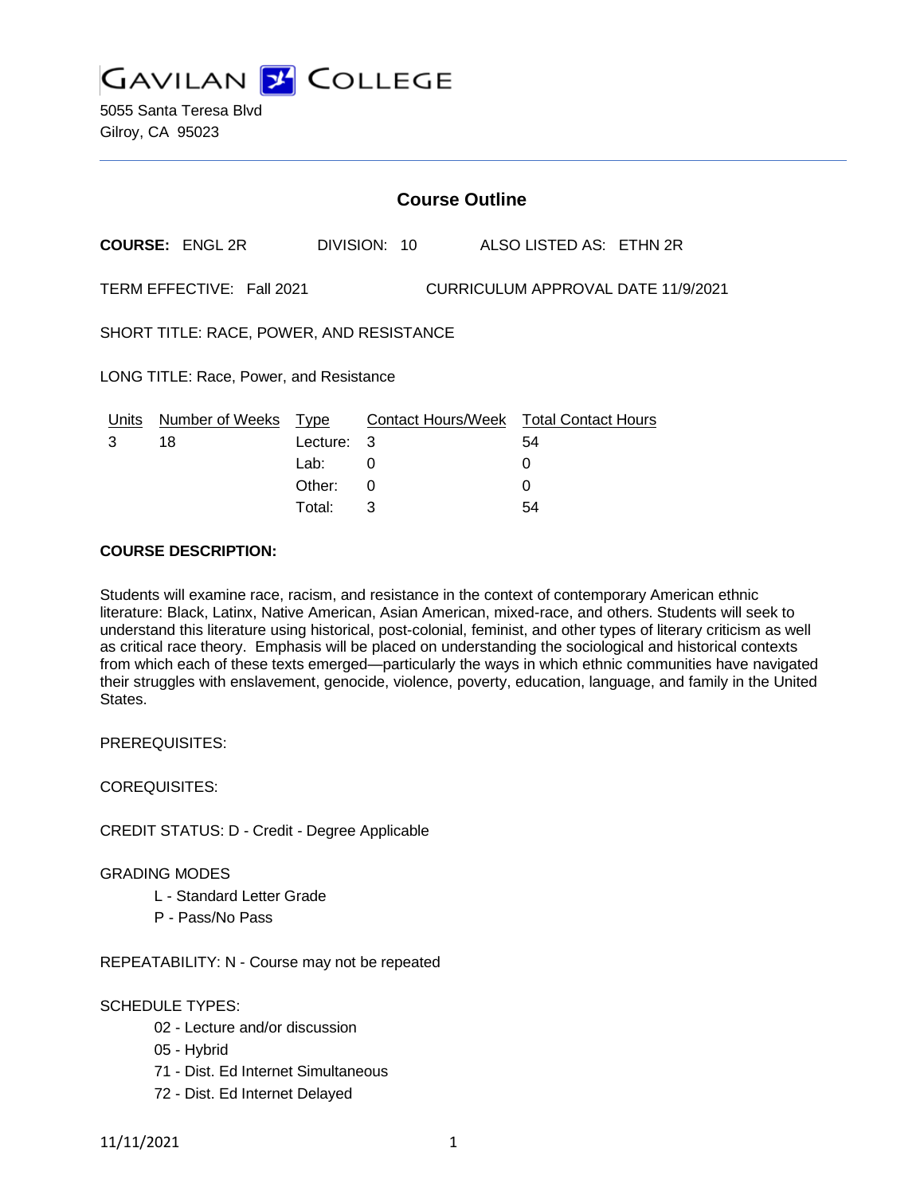# GAVILAN COLLEGE

5055 Santa Teresa Blvd
Gilroy, CA 95023

## Course Outline

**COURSE:** ENGL 2R DIVISION: 10 ALSO LISTED AS: ETHN 2R

TERM EFFECTIVE: Fall 2021 CURRICULUM APPROVAL DATE 11/9/2021

SHORT TITLE: RACE, POWER, AND RESISTANCE

LONG TITLE: Race, Power, and Resistance

| Units | Number of Weeks | Type | Contact Hours/Week | Total Contact Hours |
|---|---|---|---|---|
| 3 | 18 | Lecture: | 3 | 54 |
| | | Lab: | 0 | 0 |
| | | Other: | 0 | 0 |
| | | Total: | 3 | 54 |

**COURSE DESCRIPTION:**

Students will examine race, racism, and resistance in the context of contemporary American ethnic literature: Black, Latinx, Native American, Asian American, mixed-race, and others. Students will seek to understand this literature using historical, post-colonial, feminist, and other types of literary criticism as well as critical race theory. Emphasis will be placed on understanding the sociological and historical contexts from which each of these texts emerged—particularly the ways in which ethnic communities have navigated their struggles with enslavement, genocide, violence, poverty, education, language, and family in the United States.

PREREQUISITES:

COREQUISITES:

CREDIT STATUS: D - Credit - Degree Applicable

GRADING MODES

- L - Standard Letter Grade
- P - Pass/No Pass

REPEATABILITY: N - Course may not be repeated

SCHEDULE TYPES:

- 02 - Lecture and/or discussion
- 05 - Hybrid
- 71 - Dist. Ed Internet Simultaneous
- 72 - Dist. Ed Internet Delayed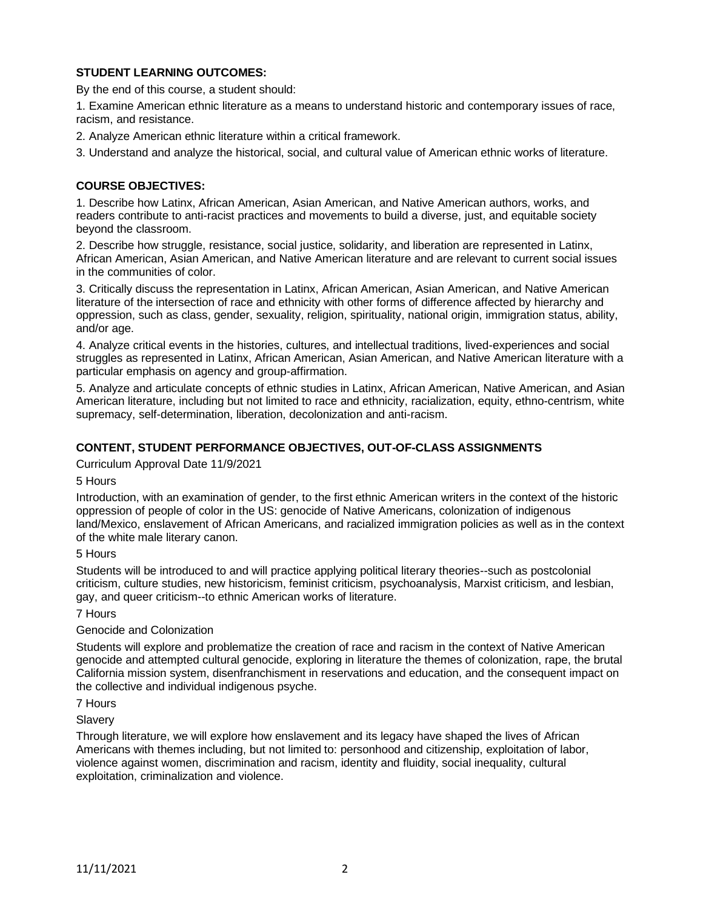## STUDENT LEARNING OUTCOMES:

By the end of this course, a student should:

1. Examine American ethnic literature as a means to understand historic and contemporary issues of race, racism, and resistance.
2. Analyze American ethnic literature within a critical framework.
3. Understand and analyze the historical, social, and cultural value of American ethnic works of literature.

## COURSE OBJECTIVES:

1. Describe how Latinx, African American, Asian American, and Native American authors, works, and readers contribute to anti-racist practices and movements to build a diverse, just, and equitable society beyond the classroom.
2. Describe how struggle, resistance, social justice, solidarity, and liberation are represented in Latinx, African American, Asian American, and Native American literature and are relevant to current social issues in the communities of color.
3. Critically discuss the representation in Latinx, African American, Asian American, and Native American literature of the intersection of race and ethnicity with other forms of difference affected by hierarchy and oppression, such as class, gender, sexuality, religion, spirituality, national origin, immigration status, ability, and/or age.
4. Analyze critical events in the histories, cultures, and intellectual traditions, lived-experiences and social struggles as represented in Latinx, African American, Asian American, and Native American literature with a particular emphasis on agency and group-affirmation.
5. Analyze and articulate concepts of ethnic studies in Latinx, African American, Native American, and Asian American literature, including but not limited to race and ethnicity, racialization, equity, ethno-centrism, white supremacy, self-determination, liberation, decolonization and anti-racism.

## CONTENT, STUDENT PERFORMANCE OBJECTIVES, OUT-OF-CLASS ASSIGNMENTS

Curriculum Approval Date 11/9/2021

5 Hours

Introduction, with an examination of gender, to the first ethnic American writers in the context of the historic oppression of people of color in the US: genocide of Native Americans, colonization of indigenous land/Mexico, enslavement of African Americans, and racialized immigration policies as well as in the context of the white male literary canon.

5 Hours

Students will be introduced to and will practice applying political literary theories--such as postcolonial criticism, culture studies, new historicism, feminist criticism, psychoanalysis, Marxist criticism, and lesbian, gay, and queer criticism--to ethnic American works of literature.

7 Hours

Genocide and Colonization

Students will explore and problematize the creation of race and racism in the context of Native American genocide and attempted cultural genocide, exploring in literature the themes of colonization, rape, the brutal California mission system, disenfranchisment in reservations and education, and the consequent impact on the collective and individual indigenous psyche.

7 Hours

Slavery

Through literature, we will explore how enslavement and its legacy have shaped the lives of African Americans with themes including, but not limited to: personhood and citizenship, exploitation of labor, violence against women, discrimination and racism, identity and fluidity, social inequality, cultural exploitation, criminalization and violence.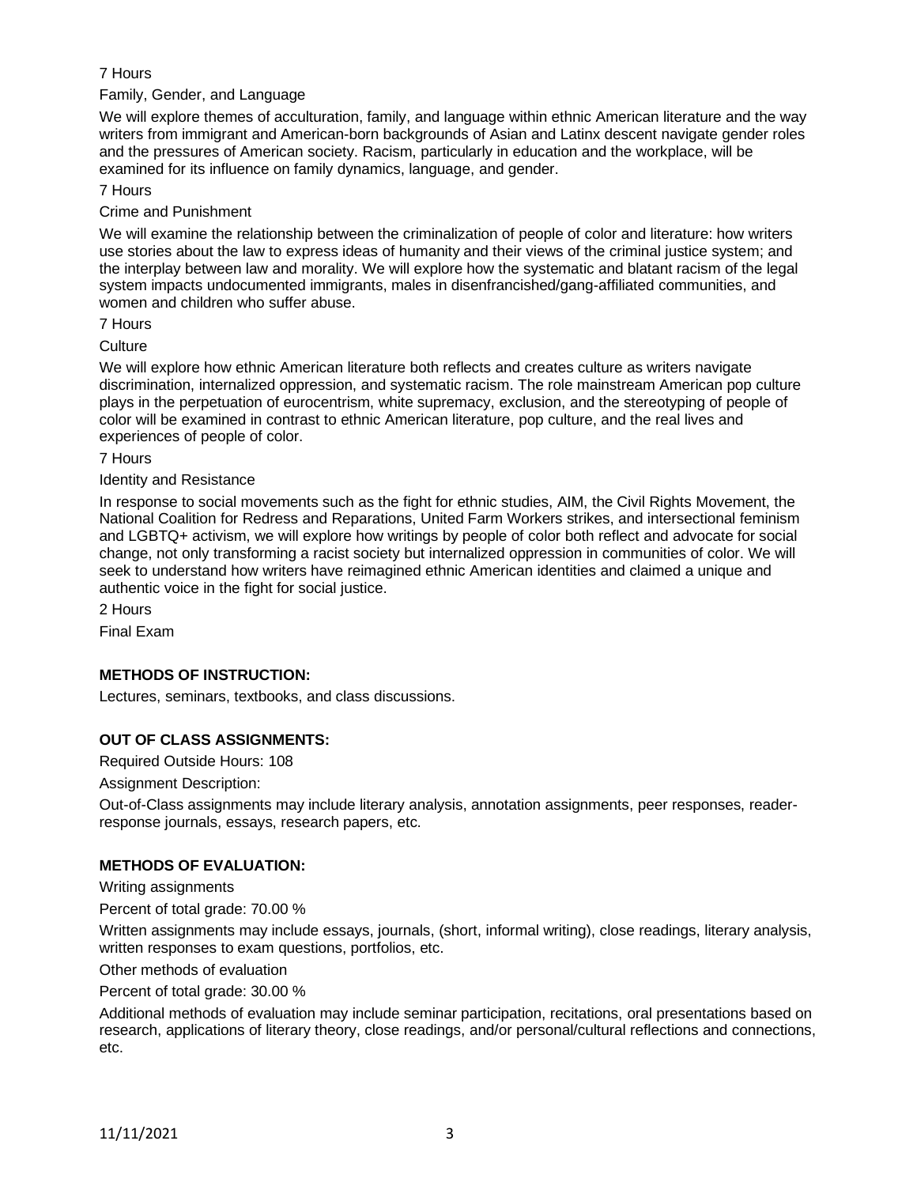7 Hours

Family, Gender, and Language

We will explore themes of acculturation, family, and language within ethnic American literature and the way writers from immigrant and American-born backgrounds of Asian and Latinx descent navigate gender roles and the pressures of American society. Racism, particularly in education and the workplace, will be examined for its influence on family dynamics, language, and gender.

7 Hours

Crime and Punishment

We will examine the relationship between the criminalization of people of color and literature: how writers use stories about the law to express ideas of humanity and their views of the criminal justice system; and the interplay between law and morality. We will explore how the systematic and blatant racism of the legal system impacts undocumented immigrants, males in disenfranchised/gang-affiliated communities, and women and children who suffer abuse.

7 Hours

Culture

We will explore how ethnic American literature both reflects and creates culture as writers navigate discrimination, internalized oppression, and systematic racism. The role mainstream American pop culture plays in the perpetuation of eurocentrism, white supremacy, exclusion, and the stereotyping of people of color will be examined in contrast to ethnic American literature, pop culture, and the real lives and experiences of people of color.

7 Hours

Identity and Resistance

In response to social movements such as the fight for ethnic studies, AIM, the Civil Rights Movement, the National Coalition for Redress and Reparations, United Farm Workers strikes, and intersectional feminism and LGBTQ+ activism, we will explore how writings by people of color both reflect and advocate for social change, not only transforming a racist society but internalized oppression in communities of color. We will seek to understand how writers have reimagined ethnic American identities and claimed a unique and authentic voice in the fight for social justice.

2 Hours

Final Exam

## METHODS OF INSTRUCTION:

Lectures, seminars, textbooks, and class discussions.

## OUT OF CLASS ASSIGNMENTS:

Required Outside Hours: 108

Assignment Description:

Out-of-Class assignments may include literary analysis, annotation assignments, peer responses, reader-response journals, essays, research papers, etc.

## METHODS OF EVALUATION:

Writing assignments

Percent of total grade: 70.00 %

Written assignments may include essays, journals, (short, informal writing), close readings, literary analysis, written responses to exam questions, portfolios, etc.

Other methods of evaluation

Percent of total grade: 30.00 %

Additional methods of evaluation may include seminar participation, recitations, oral presentations based on research, applications of literary theory, close readings, and/or personal/cultural reflections and connections, etc.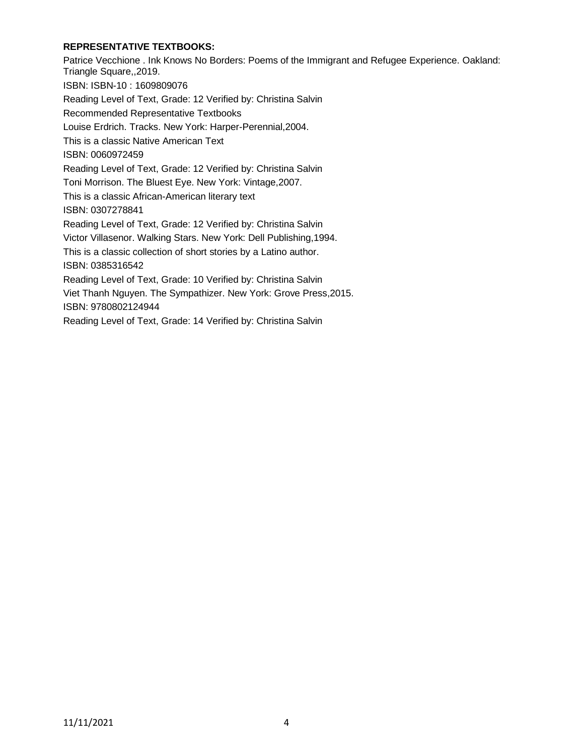**REPRESENTATIVE TEXTBOOKS:**

Patrice Vecchione . Ink Knows No Borders: Poems of the Immigrant and Refugee Experience. Oakland: Triangle Square,,2019.

ISBN: ISBN-10 : 1609809076

Reading Level of Text, Grade: 12 Verified by: Christina Salvin

Recommended Representative Textbooks

Louise Erdrich. Tracks. New York: Harper-Perennial,2004.

This is a classic Native American Text

ISBN: 0060972459

Reading Level of Text, Grade: 12 Verified by: Christina Salvin

Toni Morrison. The Bluest Eye. New York: Vintage,2007.

This is a classic African-American literary text

ISBN: 0307278841

Reading Level of Text, Grade: 12 Verified by: Christina Salvin

Victor Villasenor. Walking Stars. New York: Dell Publishing,1994.

This is a classic collection of short stories by a Latino author.

ISBN: 0385316542

Reading Level of Text, Grade: 10 Verified by: Christina Salvin

Viet Thanh Nguyen. The Sympathizer. New York: Grove Press,2015.

ISBN: 9780802124944

Reading Level of Text, Grade: 14 Verified by: Christina Salvin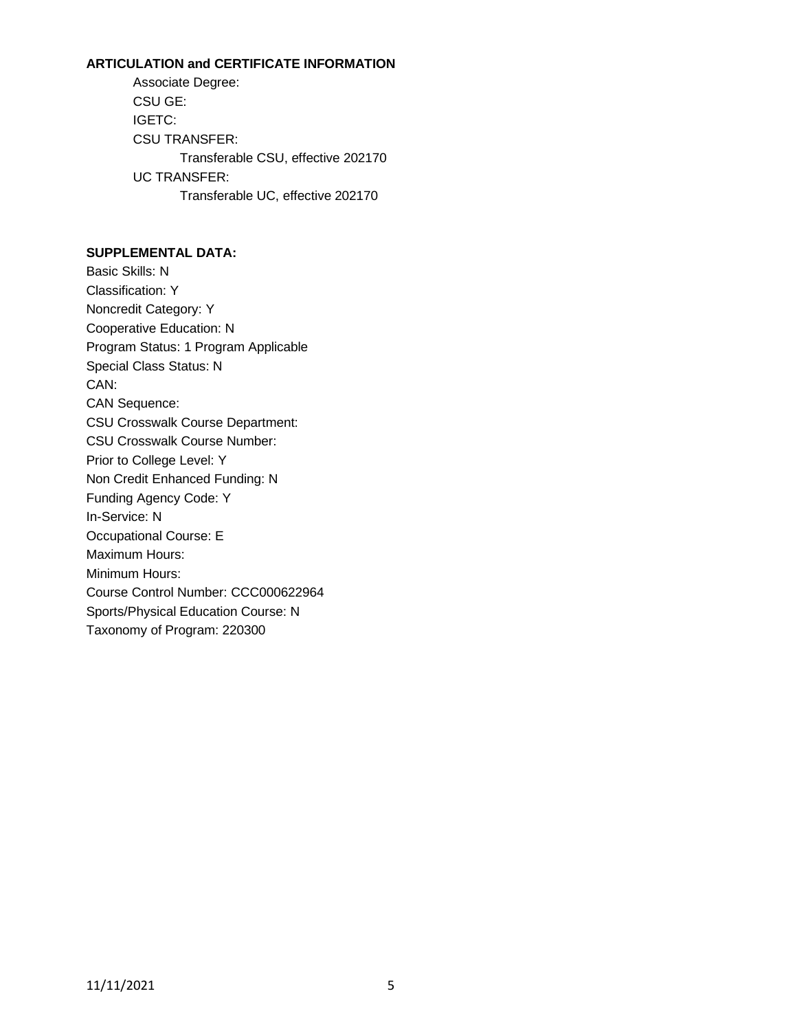**ARTICULATION and CERTIFICATE INFORMATION**

Associate Degree:

CSU GE:

IGETC:

CSU TRANSFER:

Transferable CSU, effective 202170

UC TRANSFER:

Transferable UC, effective 202170

**SUPPLEMENTAL DATA:**

Basic Skills: N

Classification: Y

Noncredit Category: Y

Cooperative Education: N

Program Status: 1 Program Applicable

Special Class Status: N

CAN:

CAN Sequence:

CSU Crosswalk Course Department:

CSU Crosswalk Course Number:

Prior to College Level: Y

Non Credit Enhanced Funding: N

Funding Agency Code: Y

In-Service: N

Occupational Course: E

Maximum Hours:

Minimum Hours:

Course Control Number: CCC000622964

Sports/Physical Education Course: N

Taxonomy of Program: 220300